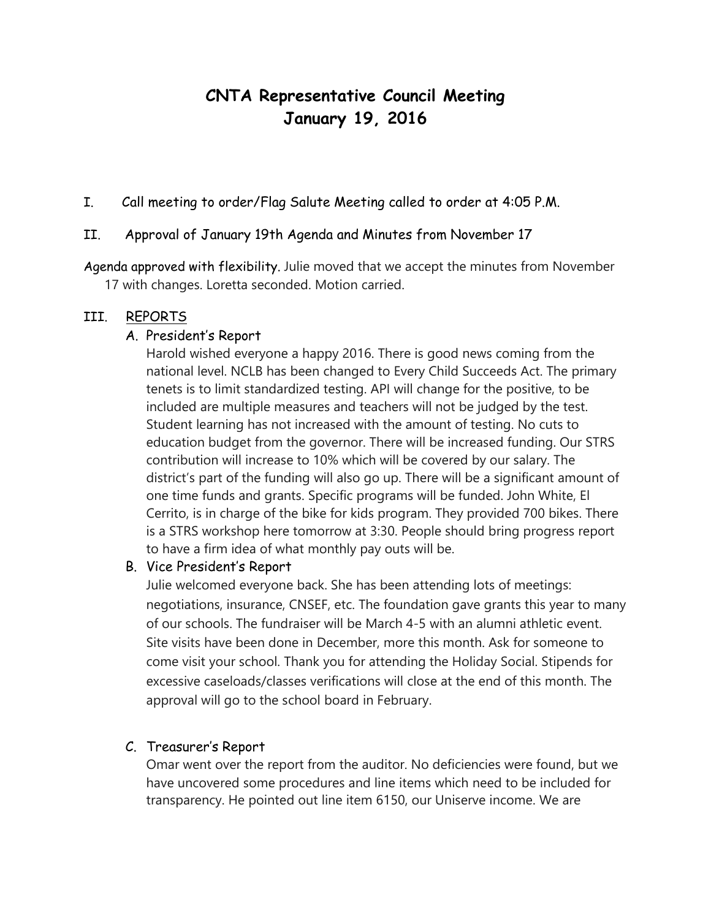# CNTA Representative Council Meeting
# January 19, 2016

I. Call meeting to order/Flag Salute Meeting called to order at 4:05 P.M.

II. Approval of January 19th Agenda and Minutes from November 17

Agenda approved with flexibility. Julie moved that we accept the minutes from November 17 with changes. Loretta seconded. Motion carried.

III. REPORTS

A. President's Report

Harold wished everyone a happy 2016. There is good news coming from the national level. NCLB has been changed to Every Child Succeeds Act. The primary tenets is to limit standardized testing. API will change for the positive, to be included are multiple measures and teachers will not be judged by the test. Student learning has not increased with the amount of testing. No cuts to education budget from the governor. There will be increased funding. Our STRS contribution will increase to 10% which will be covered by our salary. The district's part of the funding will also go up. There will be a significant amount of one time funds and grants. Specific programs will be funded. John White, El Cerrito, is in charge of the bike for kids program. They provided 700 bikes. There is a STRS workshop here tomorrow at 3:30. People should bring progress report to have a firm idea of what monthly pay outs will be.

B. Vice President's Report

Julie welcomed everyone back. She has been attending lots of meetings: negotiations, insurance, CNSEF, etc. The foundation gave grants this year to many of our schools. The fundraiser will be March 4-5 with an alumni athletic event. Site visits have been done in December, more this month. Ask for someone to come visit your school. Thank you for attending the Holiday Social. Stipends for excessive caseloads/classes verifications will close at the end of this month. The approval will go to the school board in February.

C. Treasurer's Report

Omar went over the report from the auditor. No deficiencies were found, but we have uncovered some procedures and line items which need to be included for transparency. He pointed out line item 6150, our Uniserve income. We are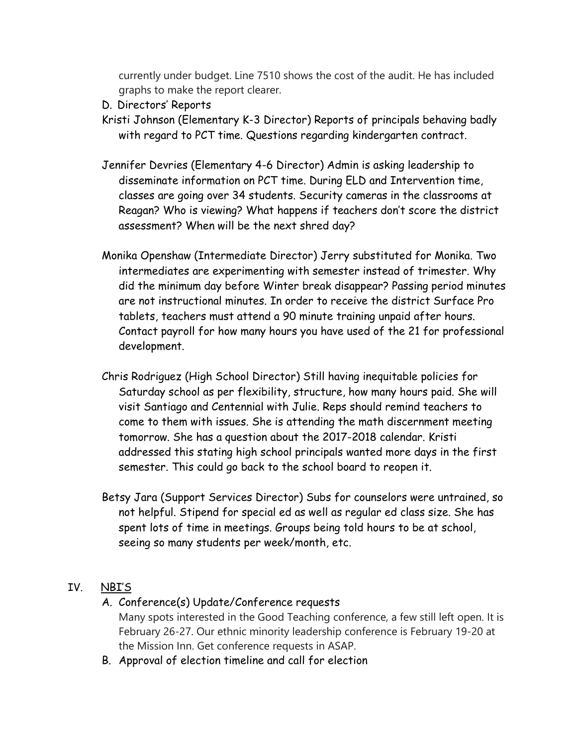currently under budget. Line 7510 shows the cost of the audit. He has included graphs to make the report clearer.

D. Directors' Reports

Kristi Johnson (Elementary K-3 Director) Reports of principals behaving badly with regard to PCT time. Questions regarding kindergarten contract.

Jennifer Devries (Elementary 4-6 Director) Admin is asking leadership to disseminate information on PCT time. During ELD and Intervention time, classes are going over 34 students. Security cameras in the classrooms at Reagan? Who is viewing? What happens if teachers don't score the district assessment? When will be the next shred day?

Monika Openshaw (Intermediate Director) Jerry substituted for Monika. Two intermediates are experimenting with semester instead of trimester. Why did the minimum day before Winter break disappear? Passing period minutes are not instructional minutes. In order to receive the district Surface Pro tablets, teachers must attend a 90 minute training unpaid after hours. Contact payroll for how many hours you have used of the 21 for professional development.

Chris Rodriguez (High School Director) Still having inequitable policies for Saturday school as per flexibility, structure, how many hours paid. She will visit Santiago and Centennial with Julie. Reps should remind teachers to come to them with issues. She is attending the math discernment meeting tomorrow. She has a question about the 2017-2018 calendar. Kristi addressed this stating high school principals wanted more days in the first semester. This could go back to the school board to reopen it.

Betsy Jara (Support Services Director) Subs for counselors were untrained, so not helpful. Stipend for special ed as well as regular ed class size. She has spent lots of time in meetings. Groups being told hours to be at school, seeing so many students per week/month, etc.

## IV. <u>NBI'S</u>

A. Conference(s) Update/Conference requests

Many spots interested in the Good Teaching conference, a few still left open. It is February 26-27. Our ethnic minority leadership conference is February 19-20 at the Mission Inn. Get conference requests in ASAP.

B. Approval of election timeline and call for election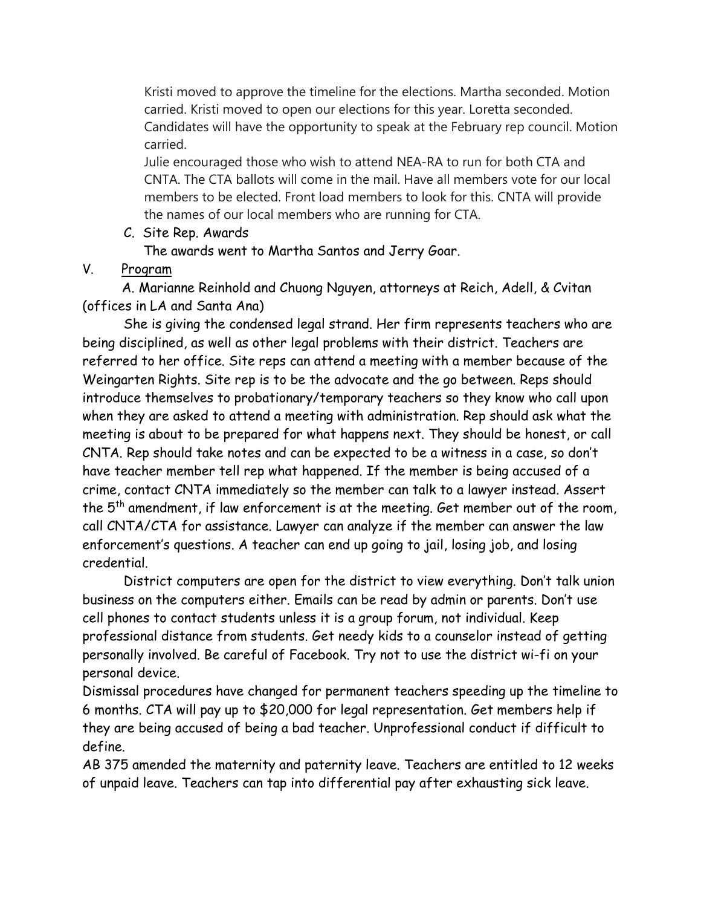Kristi moved to approve the timeline for the elections. Martha seconded. Motion carried. Kristi moved to open our elections for this year. Loretta seconded. Candidates will have the opportunity to speak at the February rep council. Motion carried.

Julie encouraged those who wish to attend NEA-RA to run for both CTA and CNTA. The CTA ballots will come in the mail. Have all members vote for our local members to be elected. Front load members to look for this. CNTA will provide the names of our local members who are running for CTA.

C. Site Rep. Awards

The awards went to Martha Santos and Jerry Goar.

V. <u>Program</u>

A. Marianne Reinhold and Chuong Nguyen, attorneys at Reich, Adell, & Cvitan (offices in LA and Santa Ana)

She is giving the condensed legal strand. Her firm represents teachers who are being disciplined, as well as other legal problems with their district. Teachers are referred to her office. Site reps can attend a meeting with a member because of the Weingarten Rights. Site rep is to be the advocate and the go between. Reps should introduce themselves to probationary/temporary teachers so they know who call upon when they are asked to attend a meeting with administration. Rep should ask what the meeting is about to be prepared for what happens next. They should be honest, or call CNTA. Rep should take notes and can be expected to be a witness in a case, so don't have teacher member tell rep what happened. If the member is being accused of a crime, contact CNTA immediately so the member can talk to a lawyer instead. Assert the 5th amendment, if law enforcement is at the meeting. Get member out of the room, call CNTA/CTA for assistance. Lawyer can analyze if the member can answer the law enforcement's questions. A teacher can end up going to jail, losing job, and losing credential.

District computers are open for the district to view everything. Don't talk union business on the computers either. Emails can be read by admin or parents. Don't use cell phones to contact students unless it is a group forum, not individual. Keep professional distance from students. Get needy kids to a counselor instead of getting personally involved. Be careful of Facebook. Try not to use the district wi-fi on your personal device.

Dismissal procedures have changed for permanent teachers speeding up the timeline to 6 months. CTA will pay up to $20,000 for legal representation. Get members help if they are being accused of being a bad teacher. Unprofessional conduct if difficult to define.

AB 375 amended the maternity and paternity leave. Teachers are entitled to 12 weeks of unpaid leave. Teachers can tap into differential pay after exhausting sick leave.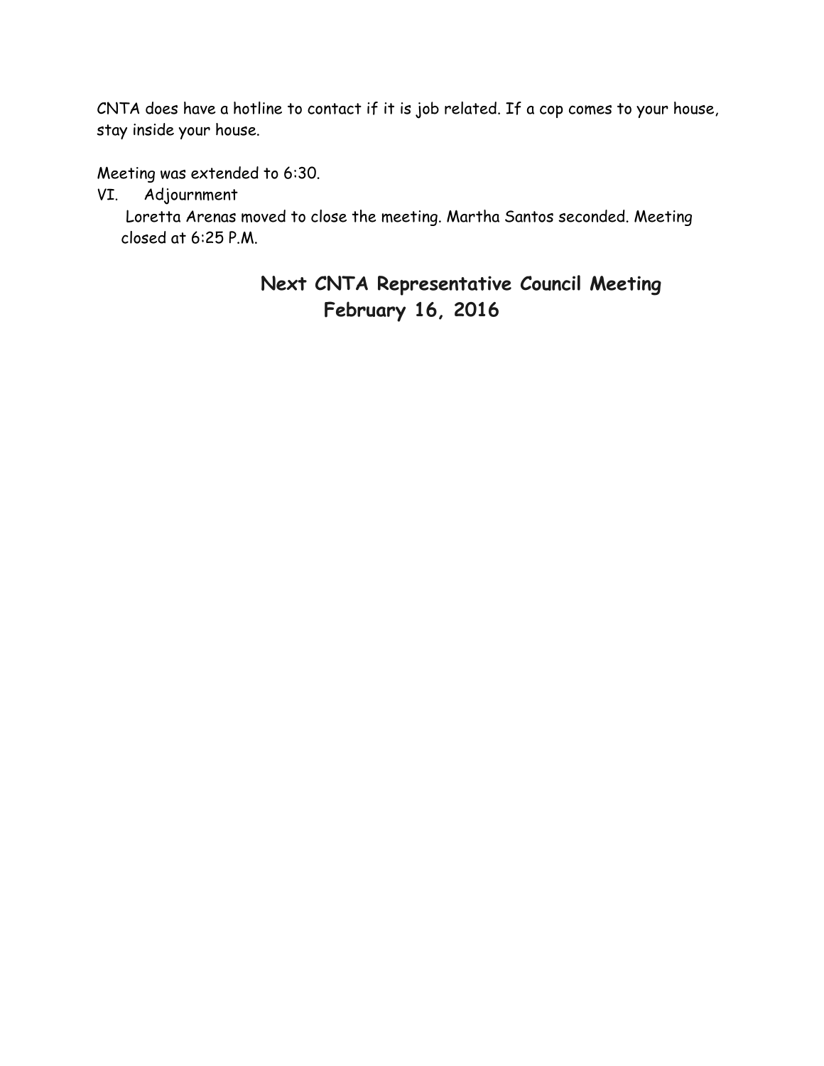CNTA does have a hotline to contact if it is job related. If a cop comes to your house, stay inside your house.

Meeting was extended to 6:30.

VI. Adjournment

Loretta Arenas moved to close the meeting. Martha Santos seconded. Meeting closed at 6:25 P.M.

**Next CNTA Representative Council Meeting**
**February 16, 2016**